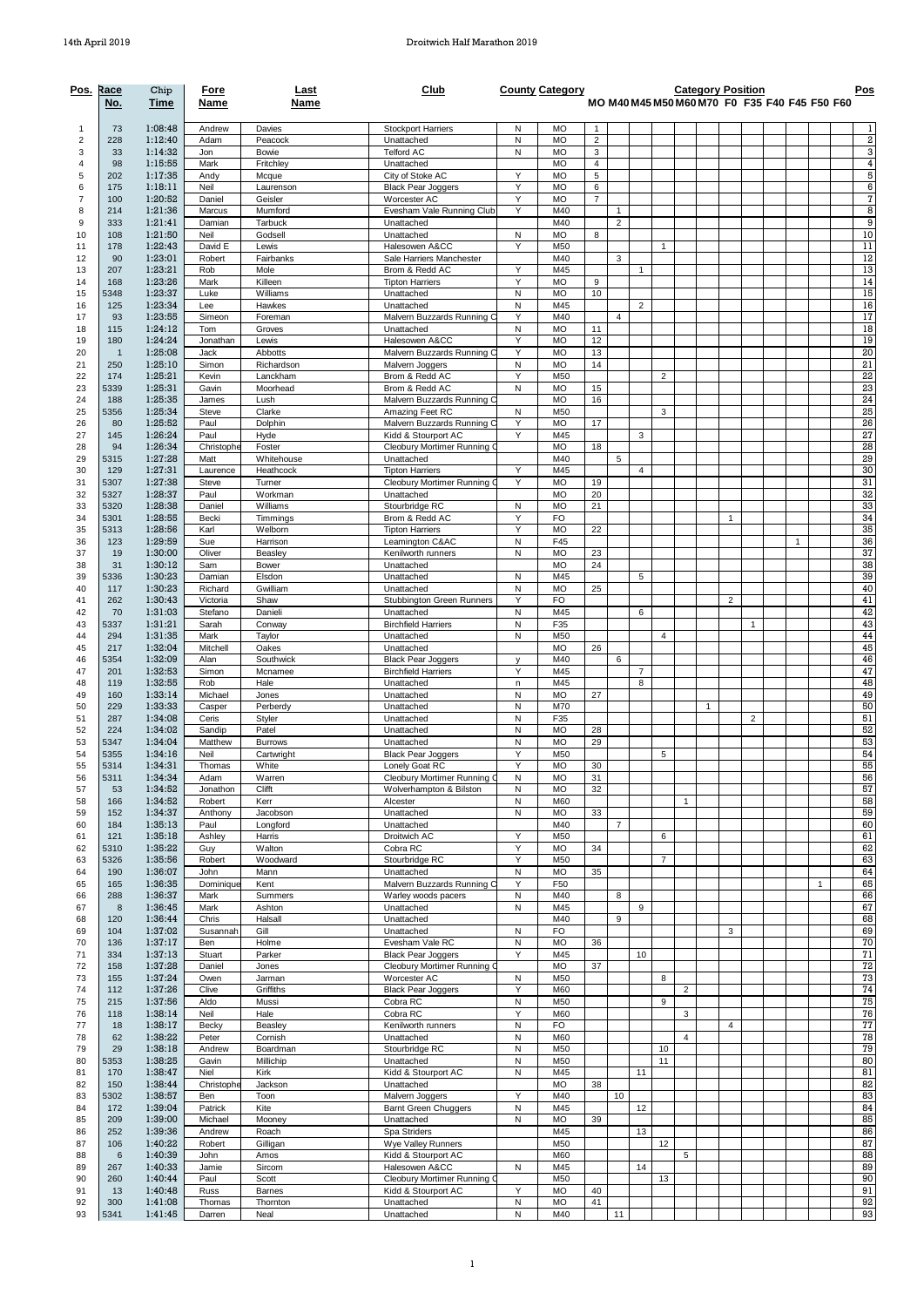# Droitwich Half Marathon 2019

14th April 2019

| Pos. | Race No. | Chip Time | Fore Name | Last Name | Club | County | Category | MO | M40 | M45 | M50 | M60 | M70 | F0 | F35 | F40 | F45 | F50 | F60 | Pos |
|---|---|---|---|---|---|---|---|---|---|---|---|---|---|---|---|---|---|---|---|---|
| 1 | 73 | 1:08:48 | Andrew | Davies | Stockport Harriers | N | MO | 1 | | | | | | | | | | | | 1 |
| 2 | 228 | 1:12:40 | Adam | Peacock | Unattached | N | MO | 2 | | | | | | | | | | | | 2 |
| 3 | 33 | 1:14:32 | Jon | Bowie | Telford AC | N | MO | 3 | | | | | | | | | | | | 3 |
| 4 | 98 | 1:15:55 | Mark | Fritchley | Unattached | | MO | 4 | | | | | | | | | | | | 4 |
| 5 | 202 | 1:17:35 | Andy | Mcque | City of Stoke AC | Y | MO | 5 | | | | | | | | | | | | 5 |
| 6 | 175 | 1:18:11 | Neil | Laurenson | Black Pear Joggers | Y | MO | 6 | | | | | | | | | | | | 6 |
| 7 | 100 | 1:20:52 | Daniel | Geisler | Worcester AC | Y | MO | 7 | | | | | | | | | | | | 7 |
| 8 | 214 | 1:21:36 | Marcus | Mumford | Evesham Vale Running Club | Y | M40 | | 1 | | | | | | | | | | | 8 |
| 9 | 333 | 1:21:41 | Damian | Tarbuck | Unattached | | M40 | | 2 | | | | | | | | | | | 9 |
| 10 | 108 | 1:21:50 | Neil | Godsell | Unattached | N | MO | 8 | | | | | | | | | | | | 10 |
| 11 | 178 | 1:22:43 | David E | Lewis | Halesowen A&CC | Y | M50 | | | | 1 | | | | | | | | | 11 |
| 12 | 90 | 1:23:01 | Robert | Fairbanks | Sale Harriers Manchester | | M40 | | 3 | | | | | | | | | | | 12 |
| 13 | 207 | 1:23:21 | Rob | Mole | Brom & Redd AC | Y | M45 | | | 1 | | | | | | | | | | 13 |
| 14 | 168 | 1:23:26 | Mark | Killeen | Tipton Harriers | Y | MO | 9 | | | | | | | | | | | | 14 |
| 15 | 5348 | 1:23:37 | Luke | Williams | Unattached | N | MO | 10 | | | | | | | | | | | | 15 |
| 16 | 125 | 1:23:34 | Lee | Hawkes | Unattached | N | M45 | | | 2 | | | | | | | | | | 16 |
| 17 | 93 | 1:23:55 | Simeon | Foreman | Malvern Buzzards Running C | Y | M40 | | 4 | | | | | | | | | | | 17 |
| 18 | 115 | 1:24:12 | Tom | Groves | Unattached | N | MO | 11 | | | | | | | | | | | | 18 |
| 19 | 180 | 1:24:24 | Jonathan | Lewis | Halesowen A&CC | Y | MO | 12 | | | | | | | | | | | | 19 |
| 20 | 1 | 1:25:08 | Jack | Abbotts | Malvern Buzzards Running C | Y | MO | 13 | | | | | | | | | | | | 20 |
| 21 | 250 | 1:25:10 | Simon | Richardson | Malvern Joggers | N | MO | 14 | | | | | | | | | | | | 21 |
| 22 | 174 | 1:25:21 | Kevin | Lanckham | Brom & Redd AC | Y | M50 | | | | 2 | | | | | | | | | 22 |
| 23 | 5339 | 1:25:31 | Gavin | Moorhead | Brom & Redd AC | N | MO | 15 | | | | | | | | | | | | 23 |
| 24 | 188 | 1:25:35 | James | Lush | Malvern Buzzards Running C | | MO | 16 | | | | | | | | | | | | 24 |
| 25 | 5356 | 1:25:34 | Steve | Clarke | Amazing Feet RC | N | M50 | | | | 3 | | | | | | | | | 25 |
| 26 | 80 | 1:25:52 | Paul | Dolphin | Malvern Buzzards Running C | Y | MO | 17 | | | | | | | | | | | | 26 |
| 27 | 145 | 1:26:24 | Paul | Hyde | Kidd & Stourport AC | Y | M45 | | | 3 | | | | | | | | | | 27 |
| 28 | 94 | 1:26:34 | Christophe | Foster | Cleobury Mortimer Running C | | MO | 18 | | | | | | | | | | | | 28 |
| 29 | 5315 | 1:27:28 | Matt | Whitehouse | Unattached | | M40 | | 5 | | | | | | | | | | | 29 |
| 30 | 129 | 1:27:31 | Laurence | Heathcock | Tipton Harriers | Y | M45 | | | 4 | | | | | | | | | | 30 |
| 31 | 5307 | 1:27:38 | Steve | Turner | Cleobury Mortimer Running C | Y | MO | 19 | | | | | | | | | | | | 31 |
| 32 | 5327 | 1:28:37 | Paul | Workman | Unattached | | MO | 20 | | | | | | | | | | | | 32 |
| 33 | 5320 | 1:28:38 | Daniel | Williams | Stourbridge RC | N | MO | 21 | | | | | | | | | | | | 33 |
| 34 | 5301 | 1:28:55 | Becki | Timmings | Brom & Redd AC | Y | FO | | | | | | | 1 | | | | | | 34 |
| 35 | 5313 | 1:28:56 | Karl | Welborn | Tipton Harriers | Y | MO | 22 | | | | | | | | | | | | 35 |
| 36 | 123 | 1:29:59 | Sue | Harrison | Leamington C&AC | N | F45 | | | | | | | | | | 1 | | | 36 |
| 37 | 19 | 1:30:00 | Oliver | Beasley | Kenilworth runners | N | MO | 23 | | | | | | | | | | | | 37 |
| 38 | 31 | 1:30:12 | Sam | Bower | Unattached | | MO | 24 | | | | | | | | | | | | 38 |
| 39 | 5336 | 1:30:23 | Damian | Elsdon | Unattached | N | M45 | | | 5 | | | | | | | | | | 39 |
| 40 | 117 | 1:30:23 | Richard | Gwilliam | Unattached | N | MO | 25 | | | | | | | | | | | | 40 |
| 41 | 262 | 1:30:43 | Victoria | Shaw | Stubbington Green Runners | Y | FO | | | | | | | 2 | | | | | | 41 |
| 42 | 70 | 1:31:03 | Stefano | Danieli | Unattached | N | M45 | | | 6 | | | | | | | | | | 42 |
| 43 | 5337 | 1:31:21 | Sarah | Conway | Birchfield Harriers | N | F35 | | | | | | | | 1 | | | | | 43 |
| 44 | 294 | 1:31:35 | Mark | Taylor | Unattached | N | M50 | | | | 4 | | | | | | | | | 44 |
| 45 | 217 | 1:32:04 | Mitchell | Oakes | Unattached | | MO | 26 | | | | | | | | | | | | 45 |
| 46 | 5354 | 1:32:09 | Alan | Southwick | Black Pear Joggers | y | M40 | | 6 | | | | | | | | | | | 46 |
| 47 | 201 | 1:32:53 | Simon | Mcnamee | Birchfield Harriers | Y | M45 | | | 7 | | | | | | | | | | 47 |
| 48 | 119 | 1:32:55 | Rob | Hale | Unattached | n | M45 | | | 8 | | | | | | | | | | 48 |
| 49 | 160 | 1:33:14 | Michael | Jones | Unattached | N | MO | 27 | | | | | | | | | | | | 49 |
| 50 | 229 | 1:33:33 | Casper | Perberdy | Unattached | N | M70 | | | | | | 1 | | | | | | | 50 |
| 51 | 287 | 1:34:08 | Ceris | Styler | Unattached | N | F35 | | | | | | | | 2 | | | | | 51 |
| 52 | 224 | 1:34:02 | Sandip | Patel | Unattached | N | MO | 28 | | | | | | | | | | | | 52 |
| 53 | 5347 | 1:34:04 | Matthew | Burrows | Unattached | N | MO | 29 | | | | | | | | | | | | 53 |
| 54 | 5355 | 1:34:16 | Neil | Cartwright | Black Pear Joggers | Y | M50 | | | | 5 | | | | | | | | | 54 |
| 55 | 5314 | 1:34:31 | Thomas | White | Lonely Goat RC | Y | MO | 30 | | | | | | | | | | | | 55 |
| 56 | 5311 | 1:34:34 | Adam | Warren | Cleobury Mortimer Running C | N | MO | 31 | | | | | | | | | | | | 56 |
| 57 | 53 | 1:34:52 | Jonathon | Clifft | Wolverhampton & Bilston | N | MO | 32 | | | | | | | | | | | | 57 |
| 58 | 166 | 1:34:52 | Robert | Kerr | Alcester | N | M60 | | | | | 1 | | | | | | | | 58 |
| 59 | 152 | 1:34:37 | Anthony | Jacobson | Unattached | N | MO | 33 | | | | | | | | | | | | 59 |
| 60 | 184 | 1:35:13 | Paul | Longford | Unattached | | M40 | | 7 | | | | | | | | | | | 60 |
| 61 | 121 | 1:35:18 | Ashley | Harris | Droitwich AC | Y | M50 | | | | 6 | | | | | | | | | 61 |
| 62 | 5310 | 1:35:22 | Guy | Walton | Cobra RC | Y | MO | 34 | | | | | | | | | | | | 62 |
| 63 | 5326 | 1:35:56 | Robert | Woodward | Stourbridge RC | Y | M50 | | | | 7 | | | | | | | | | 63 |
| 64 | 190 | 1:36:07 | John | Mann | Unattached | N | MO | 35 | | | | | | | | | | | | 64 |
| 65 | 165 | 1:36:35 | Dominique | Kent | Malvern Buzzards Running C | Y | F50 | | | | | | | | | | | 1 | | 65 |
| 66 | 288 | 1:36:37 | Mark | Summers | Warley woods pacers | N | M40 | | 8 | | | | | | | | | | | 66 |
| 67 | 8 | 1:36:45 | Mark | Ashton | Unattached | N | M45 | | | 9 | | | | | | | | | | 67 |
| 68 | 120 | 1:36:44 | Chris | Halsall | Unattached | | M40 | | 9 | | | | | | | | | | | 68 |
| 69 | 104 | 1:37:02 | Susannah | Gill | Unattached | N | FO | | | | | | | 3 | | | | | | 69 |
| 70 | 136 | 1:37:17 | Ben | Holme | Evesham Vale RC | N | MO | 36 | | | | | | | | | | | | 70 |
| 71 | 334 | 1:37:13 | Stuart | Parker | Black Pear Joggers | Y | M45 | | | 10 | | | | | | | | | | 71 |
| 72 | 158 | 1:37:28 | Daniel | Jones | Cleobury Mortimer Running C | | MO | 37 | | | | | | | | | | | | 72 |
| 73 | 155 | 1:37:24 | Owen | Jarman | Worcester AC | N | M50 | | | | 8 | | | | | | | | | 73 |
| 74 | 112 | 1:37:26 | Clive | Griffiths | Black Pear Joggers | Y | M60 | | | | | 2 | | | | | | | | 74 |
| 75 | 215 | 1:37:56 | Aldo | Mussi | Cobra RC | N | M50 | | | | 9 | | | | | | | | | 75 |
| 76 | 118 | 1:38:14 | Neil | Hale | Cobra RC | Y | M60 | | | | | 3 | | | | | | | | 76 |
| 77 | 18 | 1:38:17 | Becky | Beasley | Kenilworth runners | N | FO | | | | | | | 4 | | | | | | 77 |
| 78 | 62 | 1:38:22 | Peter | Cornish | Unattached | N | M60 | | | | | 4 | | | | | | | | 78 |
| 79 | 29 | 1:38:18 | Andrew | Boardman | Stourbridge RC | N | M50 | | | | 10 | | | | | | | | | 79 |
| 80 | 5353 | 1:38:25 | Gavin | Millichip | Unattached | N | M50 | | | | 11 | | | | | | | | | 80 |
| 81 | 170 | 1:38:47 | Niel | Kirk | Kidd & Stourport AC | N | M45 | | | 11 | | | | | | | | | | 81 |
| 82 | 150 | 1:38:44 | Christophe | Jackson | Unattached | | MO | 38 | | | | | | | | | | | | 82 |
| 83 | 5302 | 1:38:57 | Ben | Toon | Malvern Joggers | Y | M40 | | 10 | | | | | | | | | | | 83 |
| 84 | 172 | 1:39:04 | Patrick | Kite | Barnt Green Chuggers | N | M45 | | | 12 | | | | | | | | | | 84 |
| 85 | 209 | 1:39:00 | Michael | Mooney | Unattached | N | MO | 39 | | | | | | | | | | | | 85 |
| 86 | 252 | 1:39:36 | Andrew | Roach | Spa Striders | | M45 | | | 13 | | | | | | | | | | 86 |
| 87 | 106 | 1:40:22 | Robert | Gilligan | Wye Valley Runners | | M50 | | | | 12 | | | | | | | | | 87 |
| 88 | 6 | 1:40:39 | John | Amos | Kidd & Stourport AC | | M60 | | | | | 5 | | | | | | | | 88 |
| 89 | 267 | 1:40:33 | Jamie | Sircom | Halesowen A&CC | N | M45 | | | 14 | | | | | | | | | | 89 |
| 90 | 260 | 1:40:44 | Paul | Scott | Cleobury Mortimer Running C | | M50 | | | | 13 | | | | | | | | | 90 |
| 91 | 13 | 1:40:48 | Russ | Barnes | Kidd & Stourport AC | Y | MO | 40 | | | | | | | | | | | | 91 |
| 92 | 300 | 1:41:08 | Thomas | Thornton | Unattached | N | MO | 41 | | | | | | | | | | | | 92 |
| 93 | 5341 | 1:41:45 | Darren | Neal | Unattached | N | M40 | | 11 | | | | | | | | | | | 93 |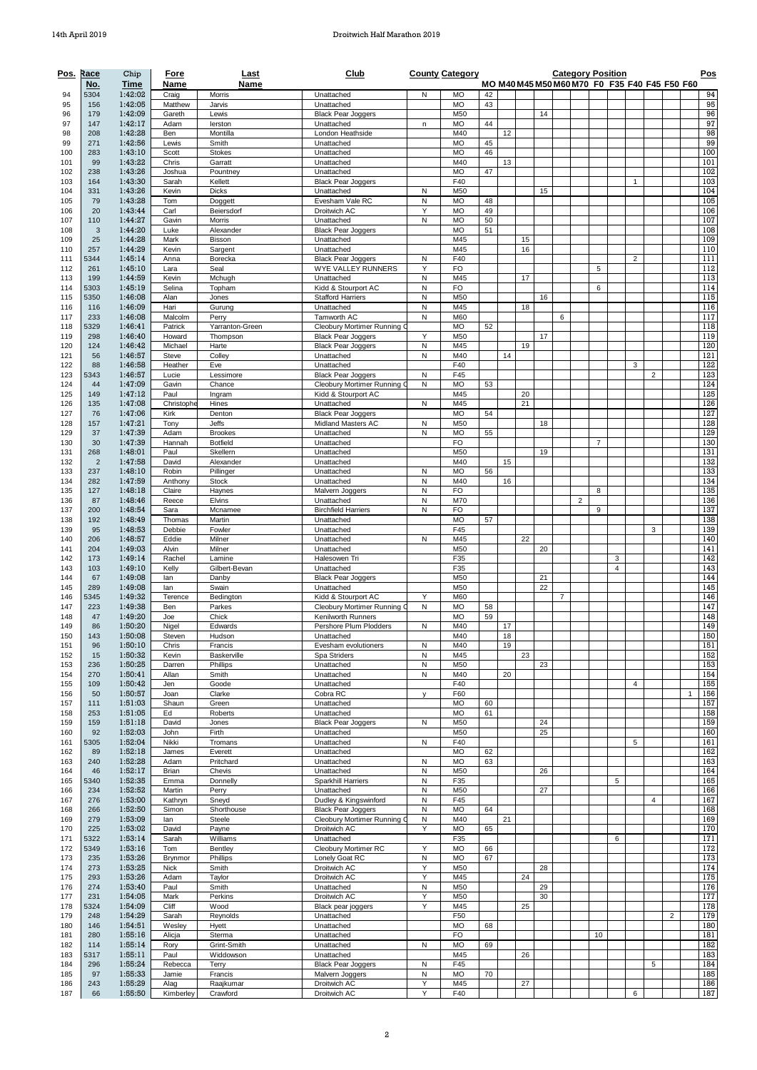| Pos. | Race No. | Chip Time | Fore Name | Last Name | Club | County | Category | MO | M40 | M45 | M50 | M60 | M70 | F0 | F35 | F40 | F45 | F50 | F60 | Pos |
|---|---|---|---|---|---|---|---|---|---|---|---|---|---|---|---|---|---|---|---|---|
| 94 | 5304 | 1:42:02 | Craig | Morris | Unattached | N | MO | 42 | | | | | | | | | | | | 94 |
| 95 | 156 | 1:42:05 | Matthew | Jarvis | Unattached | | MO | 43 | | | | | | | | | | | | 95 |
| 96 | 179 | 1:42:09 | Gareth | Lewis | Black Pear Joggers | | M50 | | | | 14 | | | | | | | | | 96 |
| 97 | 147 | 1:42:17 | Adam | Ierston | Unattached | n | MO | 44 | | | | | | | | | | | | 97 |
| 98 | 208 | 1:42:28 | Ben | Montilla | London Heathside | | M40 | | 12 | | | | | | | | | | | 98 |
| 99 | 271 | 1:42:56 | Lewis | Smith | Unattached | | MO | 45 | | | | | | | | | | | | 99 |
| 100 | 283 | 1:43:10 | Scott | Stokes | Unattached | | MO | 46 | | | | | | | | | | | | 100 |
| 101 | 99 | 1:43:22 | Chris | Garratt | Unattached | | M40 | | 13 | | | | | | | | | | | 101 |
| 102 | 238 | 1:43:26 | Joshua | Pountney | Unattached | | MO | 47 | | | | | | | | | | | | 102 |
| 103 | 164 | 1:43:30 | Sarah | Kellett | Black Pear Joggers | | F40 | | | | | | | | | 1 | | | | 103 |
| 104 | 331 | 1:43:26 | Kevin | Dicks | Unattached | N | M50 | | | | 15 | | | | | | | | | 104 |
| 105 | 79 | 1:43:28 | Tom | Doggett | Evesham Vale RC | N | MO | 48 | | | | | | | | | | | | 105 |
| 106 | 20 | 1:43:44 | Carl | Beiersdorf | Droitwich AC | Y | MO | 49 | | | | | | | | | | | | 106 |
| 107 | 110 | 1:44:27 | Gavin | Morris | Unattached | N | MO | 50 | | | | | | | | | | | | 107 |
| 108 | 3 | 1:44:20 | Luke | Alexander | Black Pear Joggers | | MO | 51 | | | | | | | | | | | | 108 |
| 109 | 25 | 1:44:28 | Mark | Bisson | Unattached | | M45 | | | 15 | | | | | | | | | | 109 |
| 110 | 257 | 1:44:29 | Kevin | Sargent | Unattached | | M45 | | | 16 | | | | | | | | | | 110 |
| 111 | 5344 | 1:45:14 | Anna | Borecka | Black Pear Joggers | N | F40 | | | | | | | | | 2 | | | | 111 |
| 112 | 261 | 1:45:10 | Lara | Seal | WYE VALLEY RUNNERS | Y | FO | | | | | | | 5 | | | | | | 112 |
| 113 | 199 | 1:44:59 | Kevin | Mchugh | Unattached | N | M45 | | | 17 | | | | | | | | | | 113 |
| 114 | 5303 | 1:45:19 | Selina | Topham | Kidd & Stourport AC | N | FO | | | | | | | 6 | | | | | | 114 |
| 115 | 5350 | 1:46:08 | Alan | Jones | Stafford Harriers | N | M50 | | | | 16 | | | | | | | | | 115 |
| 116 | 116 | 1:46:09 | Hari | Gurung | Unattached | N | M45 | | | 18 | | | | | | | | | | 116 |
| 117 | 233 | 1:46:08 | Malcolm | Perry | Tamworth AC | N | M60 | | | | | 6 | | | | | | | | 117 |
| 118 | 5329 | 1:46:41 | Patrick | Yarranton-Green | Cleobury Mortimer Running C | | MO | 52 | | | | | | | | | | | | 118 |
| 119 | 298 | 1:46:40 | Howard | Thompson | Black Pear Joggers | Y | M50 | | | | 17 | | | | | | | | | 119 |
| 120 | 124 | 1:46:42 | Michael | Harte | Black Pear Joggers | N | M45 | | | 19 | | | | | | | | | | 120 |
| 121 | 56 | 1:46:57 | Steve | Colley | Unattached | N | M40 | | 14 | | | | | | | | | | | 121 |
| 122 | 88 | 1:46:58 | Heather | Eve | Unattached | | F40 | | | | | | | | | 3 | | | | 122 |
| 123 | 5343 | 1:46:57 | Lucie | Lessimore | Black Pear Joggers | N | F45 | | | | | | | | | | 2 | | | 123 |
| 124 | 44 | 1:47:09 | Gavin | Chance | Cleobury Mortimer Running C | N | MO | 53 | | | | | | | | | | | | 124 |
| 125 | 149 | 1:47:12 | Paul | Ingram | Kidd & Stourport AC | | M45 | | | 20 | | | | | | | | | | 125 |
| 126 | 135 | 1:47:08 | Christophe | Hines | Unattached | N | M45 | | | 21 | | | | | | | | | | 126 |
| 127 | 76 | 1:47:06 | Kirk | Denton | Black Pear Joggers | | MO | 54 | | | | | | | | | | | | 127 |
| 128 | 157 | 1:47:21 | Tony | Jeffs | Midland Masters AC | N | M50 | | | | 18 | | | | | | | | | 128 |
| 129 | 37 | 1:47:39 | Adam | Brookes | Unattached | N | MO | 55 | | | | | | | | | | | | 129 |
| 130 | 30 | 1:47:39 | Hannah | Botfield | Unattached | | FO | | | | | | | 7 | | | | | | 130 |
| 131 | 268 | 1:48:01 | Paul | Skellern | Unattached | | M50 | | | | 19 | | | | | | | | | 131 |
| 132 | 2 | 1:47:58 | David | Alexander | Unattached | | M40 | | 15 | | | | | | | | | | | 132 |
| 133 | 237 | 1:48:10 | Robin | Pillinger | Unattached | N | MO | 56 | | | | | | | | | | | | 133 |
| 134 | 282 | 1:47:59 | Anthony | Stock | Unattached | N | M40 | | 16 | | | | | | | | | | | 134 |
| 135 | 127 | 1:48:18 | Claire | Haynes | Malvern Joggers | N | FO | | | | | | | 8 | | | | | | 135 |
| 136 | 87 | 1:48:46 | Reece | Elvins | Unattached | N | M70 | | | | | | 2 | | | | | | | 136 |
| 137 | 200 | 1:48:54 | Sara | Mcnamee | Birchfield Harriers | N | FO | | | | | | | 9 | | | | | | 137 |
| 138 | 192 | 1:48:49 | Thomas | Martin | Unattached | | MO | 57 | | | | | | | | | | | | 138 |
| 139 | 95 | 1:48:53 | Debbie | Fowler | Unattached | | F45 | | | | | | | | | | 3 | | | 139 |
| 140 | 206 | 1:48:57 | Eddie | Milner | Unattached | N | M45 | | | 22 | | | | | | | | | | 140 |
| 141 | 204 | 1:49:03 | Alvin | Milner | Unattached | | M50 | | | | 20 | | | | | | | | | 141 |
| 142 | 173 | 1:49:14 | Rachel | Lamine | Halesowen Tri | | F35 | | | | | | | | 3 | | | | | 142 |
| 143 | 103 | 1:49:10 | Kelly | Gilbert-Bevan | Unattached | | F35 | | | | | | | | 4 | | | | | 143 |
| 144 | 67 | 1:49:08 | Ian | Danby | Black Pear Joggers | | M50 | | | | 21 | | | | | | | | | 144 |
| 145 | 289 | 1:49:08 | Ian | Swain | Unattached | | M50 | | | | 22 | | | | | | | | | 145 |
| 146 | 5345 | 1:49:32 | Terence | Bedington | Kidd & Stourport AC | Y | M60 | | | | | 7 | | | | | | | | 146 |
| 147 | 223 | 1:49:38 | Ben | Parkes | Cleobury Mortimer Running C | N | MO | 58 | | | | | | | | | | | | 147 |
| 148 | 47 | 1:49:20 | Joe | Chick | Kenilworth Runners | | MO | 59 | | | | | | | | | | | | 148 |
| 149 | 86 | 1:50:20 | Nigel | Edwards | Pershore Plum Plodders | N | M40 | | 17 | | | | | | | | | | | 149 |
| 150 | 143 | 1:50:08 | Steven | Hudson | Unattached | | M40 | | 18 | | | | | | | | | | | 150 |
| 151 | 96 | 1:50:10 | Chris | Francis | Evesham evolutioners | N | M40 | | 19 | | | | | | | | | | | 151 |
| 152 | 15 | 1:50:32 | Kevin | Baskerville | Spa Striders | N | M45 | | | 23 | | | | | | | | | | 152 |
| 153 | 236 | 1:50:25 | Darren | Phillips | Unattached | N | M50 | | | | 23 | | | | | | | | | 153 |
| 154 | 270 | 1:50:41 | Allan | Smith | Unattached | N | M40 | | 20 | | | | | | | | | | | 154 |
| 155 | 109 | 1:50:42 | Jen | Goode | Unattached | | F40 | | | | | | | | | 4 | | | | 155 |
| 156 | 50 | 1:50:57 | Joan | Clarke | Cobra RC | y | F60 | | | | | | | | | | | | 1 | 156 |
| 157 | 111 | 1:51:03 | Shaun | Green | Unattached | | MO | 60 | | | | | | | | | | | | 157 |
| 158 | 253 | 1:51:05 | Ed | Roberts | Unattached | | MO | 61 | | | | | | | | | | | | 158 |
| 159 | 159 | 1:51:18 | David | Jones | Black Pear Joggers | N | M50 | | | | 24 | | | | | | | | | 159 |
| 160 | 92 | 1:52:03 | John | Firth | Unattached | | M50 | | | | 25 | | | | | | | | | 160 |
| 161 | 5305 | 1:52:04 | Nikki | Tromans | Unattached | N | F40 | | | | | | | | | 5 | | | | 161 |
| 162 | 89 | 1:52:18 | James | Everett | Unattached | | MO | 62 | | | | | | | | | | | | 162 |
| 163 | 240 | 1:52:28 | Adam | Pritchard | Unattached | N | MO | 63 | | | | | | | | | | | | 163 |
| 164 | 46 | 1:52:17 | Brian | Chevis | Unattached | N | M50 | | | | 26 | | | | | | | | | 164 |
| 165 | 5340 | 1:52:35 | Emma | Donnelly | Sparkhill Harriers | N | F35 | | | | | | | | 5 | | | | | 165 |
| 166 | 234 | 1:52:52 | Martin | Perry | Unattached | N | M50 | | | | 27 | | | | | | | | | 166 |
| 167 | 276 | 1:53:00 | Kathryn | Sneyd | Dudley & Kingswinford | N | F45 | | | | | | | | | | 4 | | | 167 |
| 168 | 266 | 1:52:50 | Simon | Shorthouse | Black Pear Joggers | N | MO | 64 | | | | | | | | | | | | 168 |
| 169 | 279 | 1:53:09 | Ian | Steele | Cleobury Mortimer Running C | N | M40 | | 21 | | | | | | | | | | | 169 |
| 170 | 225 | 1:53:02 | David | Payne | Droitwich AC | Y | MO | 65 | | | | | | | | | | | | 170 |
| 171 | 5322 | 1:53:14 | Sarah | Williams | Unattached | | F35 | | | | | | | | 6 | | | | | 171 |
| 172 | 5349 | 1:53:16 | Tom | Bentley | Cleobury Mortimer RC | Y | MO | 66 | | | | | | | | | | | | 172 |
| 173 | 235 | 1:53:26 | Brynmor | Phillips | Lonely Goat RC | N | MO | 67 | | | | | | | | | | | | 173 |
| 174 | 273 | 1:53:25 | Nick | Smith | Droitwich AC | Y | M50 | | | | 28 | | | | | | | | | 174 |
| 175 | 293 | 1:53:26 | Adam | Taylor | Droitwich AC | Y | M45 | | | 24 | | | | | | | | | | 175 |
| 176 | 274 | 1:53:40 | Paul | Smith | Unattached | N | M50 | | | | 29 | | | | | | | | | 176 |
| 177 | 231 | 1:54:05 | Mark | Perkins | Droitwich AC | Y | M50 | | | | 30 | | | | | | | | | 177 |
| 178 | 5324 | 1:54:09 | Cliff | Wood | Black pear joggers | Y | M45 | | | 25 | | | | | | | | | | 178 |
| 179 | 248 | 1:54:29 | Sarah | Reynolds | Unattached | | F50 | | | | | | | | | | | 2 | | 179 |
| 180 | 146 | 1:54:51 | Wesley | Hyett | Unattached | | MO | 68 | | | | | | | | | | | | 180 |
| 181 | 280 | 1:55:16 | Alicja | Sterma | Unattached | | FO | | | | | | | 10 | | | | | | 181 |
| 182 | 114 | 1:55:14 | Rory | Grint-Smith | Unattached | N | MO | 69 | | | | | | | | | | | | 182 |
| 183 | 5317 | 1:55:11 | Paul | Widdowson | Unattached | | M45 | | | 26 | | | | | | | | | | 183 |
| 184 | 296 | 1:55:24 | Rebecca | Terry | Black Pear Joggers | N | F45 | | | | | | | | | | 5 | | | 184 |
| 185 | 97 | 1:55:33 | Jamie | Francis | Malvern Joggers | N | MO | 70 | | | | | | | | | | | | 185 |
| 186 | 243 | 1:55:29 | Alag | Raajkumar | Droitwich AC | Y | M45 | | | 27 | | | | | | | | | | 186 |
| 187 | 66 | 1:55:50 | Kimberley | Crawford | Droitwich AC | Y | F40 | | | | | | | | | 6 | | | | 187 |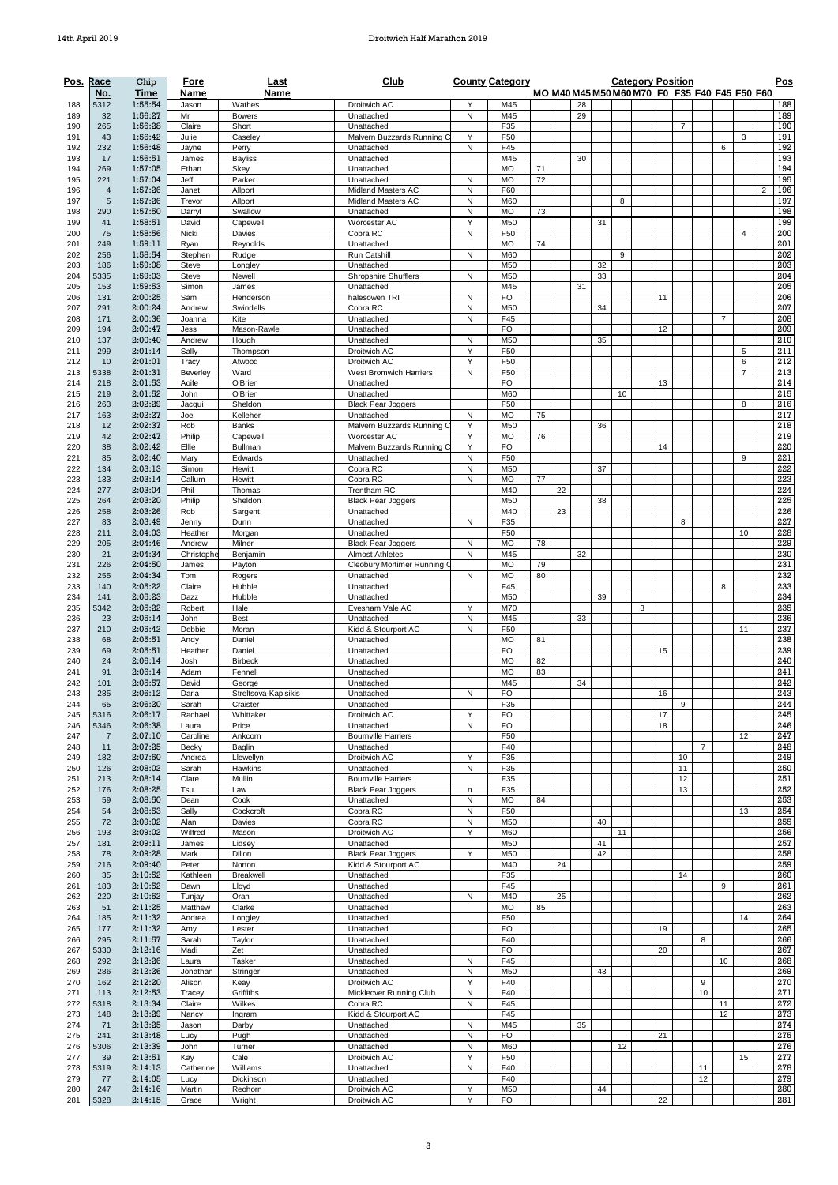| Pos. | Race No. | Chip Time | Fore Name | Last Name | Club | County | Category | MO | M40 | M45 | M50 | M60 | M70 | F0 | F35 | F40 | F45 | F50 | F60 | Pos |
|---|---|---|---|---|---|---|---|---|---|---|---|---|---|---|---|---|---|---|---|---|
| 188 | 5312 | 1:55:54 | Jason | Wathes | Droitwich AC | Y | M45 | | | 28 | | | | | | | | | | 188 |
| 189 | 32 | 1:56:27 | Mr | Bowers | Unattached | N | M45 | | | 29 | | | | | | | | | | 189 |
| 190 | 265 | 1:56:28 | Claire | Short | Unattached | | F35 | | | | | | | | 7 | | | | | 190 |
| 191 | 43 | 1:56:42 | Julie | Caseley | Malvern Buzzards Running C | Y | F50 | | | | | | | | | | | 3 | | 191 |
| 192 | 232 | 1:56:48 | Jayne | Perry | Unattached | N | F45 | | | | | | | | | | 6 | | | 192 |
| 193 | 17 | 1:56:51 | James | Bayliss | Unattached | | M45 | | | 30 | | | | | | | | | | 193 |
| 194 | 269 | 1:57:05 | Ethan | Skey | Unattached | | MO | 71 | | | | | | | | | | | | 194 |
| 195 | 221 | 1:57:04 | Jeff | Parker | Unattached | N | MO | 72 | | | | | | | | | | | | 195 |
| 196 | 4 | 1:57:26 | Janet | Allport | Midland Masters AC | N | F60 | | | | | | | | | | | | 2 | 196 |
| 197 | 5 | 1:57:26 | Trevor | Allport | Midland Masters AC | N | M60 | | | | | 8 | | | | | | | | 197 |
| 198 | 290 | 1:57:50 | Darryl | Swallow | Unattached | N | MO | 73 | | | | | | | | | | | | 198 |
| 199 | 41 | 1:58:51 | David | Capewell | Worcester AC | Y | M50 | | | | 31 | | | | | | | | | 199 |
| 200 | 75 | 1:58:56 | Nicki | Davies | Cobra RC | N | F50 | | | | | | | | | | | 4 | | 200 |
| 201 | 249 | 1:59:11 | Ryan | Reynolds | Unattached | | MO | 74 | | | | | | | | | | | | 201 |
| 202 | 256 | 1:58:54 | Stephen | Rudge | Run Catshill | N | M60 | | | | | 9 | | | | | | | | 202 |
| 203 | 186 | 1:59:08 | Steve | Longley | Unattached | | M50 | | | | 32 | | | | | | | | | 203 |
| 204 | 5335 | 1:59:03 | Steve | Newell | Shropshire Shufflers | N | M50 | | | | 33 | | | | | | | | | 204 |
| 205 | 153 | 1:59:53 | Simon | James | Unattached | | M45 | | | 31 | | | | | | | | | | 205 |
| 206 | 131 | 2:00:25 | Sam | Henderson | halesowen TRI | N | FO | | | | | | | 11 | | | | | | 206 |
| 207 | 291 | 2:00:24 | Andrew | Swindells | Cobra RC | N | M50 | | | | 34 | | | | | | | | | 207 |
| 208 | 171 | 2:00:36 | Joanna | Kite | Unattached | N | F45 | | | | | | | | | | 7 | | | 208 |
| 209 | 194 | 2:00:47 | Jess | Mason-Rawle | Unattached | | FO | | | | | | | 12 | | | | | | 209 |
| 210 | 137 | 2:00:40 | Andrew | Hough | Unattached | N | M50 | | | | 35 | | | | | | | | | 210 |
| 211 | 299 | 2:01:14 | Sally | Thompson | Droitwich AC | Y | F50 | | | | | | | | | | | 5 | | 211 |
| 212 | 10 | 2:01:01 | Tracy | Atwood | Droitwich AC | Y | F50 | | | | | | | | | | | 6 | | 212 |
| 213 | 5338 | 2:01:31 | Beverley | Ward | West Bromwich Harriers | N | F50 | | | | | | | | | | | 7 | | 213 |
| 214 | 218 | 2:01:53 | Aoife | O'Brien | Unattached | | FO | | | | | | | 13 | | | | | | 214 |
| 215 | 219 | 2:01:52 | John | O'Brien | Unattached | | M60 | | | | | 10 | | | | | | | | 215 |
| 216 | 263 | 2:02:29 | Jacqui | Sheldon | Black Pear Joggers | | F50 | | | | | | | | | | | 8 | | 216 |
| 217 | 163 | 2:02:27 | Joe | Kelleher | Unattached | N | MO | 75 | | | | | | | | | | | | 217 |
| 218 | 12 | 2:02:37 | Rob | Banks | Malvern Buzzards Running C | Y | M50 | | | | 36 | | | | | | | | | 218 |
| 219 | 42 | 2:02:47 | Philip | Capewell | Worcester AC | Y | MO | 76 | | | | | | | | | | | | 219 |
| 220 | 38 | 2:02:42 | Ellie | Bullman | Malvern Buzzards Running C | Y | FO | | | | | | | 14 | | | | | | 220 |
| 221 | 85 | 2:02:40 | Mary | Edwards | Unattached | N | F50 | | | | | | | | | | | 9 | | 221 |
| 222 | 134 | 2:03:13 | Simon | Hewitt | Cobra RC | N | M50 | | | | 37 | | | | | | | | | 222 |
| 223 | 133 | 2:03:14 | Callum | Hewitt | Cobra RC | N | MO | 77 | | | | | | | | | | | | 223 |
| 224 | 277 | 2:03:04 | Phil | Thomas | Trentham RC | | M40 | | 22 | | | | | | | | | | | 224 |
| 225 | 264 | 2:03:20 | Philip | Sheldon | Black Pear Joggers | | M50 | | | | 38 | | | | | | | | | 225 |
| 226 | 258 | 2:03:26 | Rob | Sargent | Unattached | | M40 | | 23 | | | | | | | | | | | 226 |
| 227 | 83 | 2:03:49 | Jenny | Dunn | Unattached | N | F35 | | | | | | | | 8 | | | | | 227 |
| 228 | 211 | 2:04:03 | Heather | Morgan | Unattached | | F50 | | | | | | | | | | | 10 | | 228 |
| 229 | 205 | 2:04:46 | Andrew | Milner | Black Pear Joggers | N | MO | 78 | | | | | | | | | | | | 229 |
| 230 | 21 | 2:04:34 | Christophe | Benjamin | Almost Athletes | N | M45 | | | 32 | | | | | | | | | | 230 |
| 231 | 226 | 2:04:50 | James | Payton | Cleobury Mortimer Running C | | MO | 79 | | | | | | | | | | | | 231 |
| 232 | 255 | 2:04:34 | Tom | Rogers | Unattached | N | MO | 80 | | | | | | | | | | | | 232 |
| 233 | 140 | 2:05:22 | Claire | Hubble | Unattached | | F45 | | | | | | | | | | 8 | | | 233 |
| 234 | 141 | 2:05:23 | Dazz | Hubble | Unattached | | M50 | | | | 39 | | | | | | | | | 234 |
| 235 | 5342 | 2:05:22 | Robert | Hale | Evesham Vale AC | Y | M70 | | | | | | 3 | | | | | | | 235 |
| 236 | 23 | 2:05:14 | John | Best | Unattached | N | M45 | | | 33 | | | | | | | | | | 236 |
| 237 | 210 | 2:05:42 | Debbie | Moran | Kidd & Stourport AC | N | F50 | | | | | | | | | | | 11 | | 237 |
| 238 | 68 | 2:05:51 | Andy | Daniel | Unattached | | MO | 81 | | | | | | | | | | | | 238 |
| 239 | 69 | 2:05:51 | Heather | Daniel | Unattached | | FO | | | | | | | 15 | | | | | | 239 |
| 240 | 24 | 2:06:14 | Josh | Birbeck | Unattached | | MO | 82 | | | | | | | | | | | | 240 |
| 241 | 91 | 2:06:14 | Adam | Fennell | Unattached | | MO | 83 | | | | | | | | | | | | 241 |
| 242 | 101 | 2:05:57 | David | George | Unattached | | M45 | | | 34 | | | | | | | | | | 242 |
| 243 | 285 | 2:06:12 | Daria | Streltsova-Kapisikis | Unattached | N | FO | | | | | | | 16 | | | | | | 243 |
| 244 | 65 | 2:06:20 | Sarah | Craister | Unattached | | F35 | | | | | | | | 9 | | | | | 244 |
| 245 | 5316 | 2:06:17 | Rachael | Whittaker | Droitwich AC | Y | FO | | | | | | | 17 | | | | | | 245 |
| 246 | 5346 | 2:06:38 | Laura | Price | Unattached | N | FO | | | | | | | 18 | | | | | | 246 |
| 247 | 7 | 2:07:10 | Caroline | Ankcorn | Bournville Harriers | | F50 | | | | | | | | | | | 12 | | 247 |
| 248 | 11 | 2:07:25 | Becky | Baglin | Unattached | | F40 | | | | | | | | | 7 | | | | 248 |
| 249 | 182 | 2:07:50 | Andrea | Llewellyn | Droitwich AC | Y | F35 | | | | | | | | 10 | | | | | 249 |
| 250 | 126 | 2:08:02 | Sarah | Hawkins | Unattached | N | F35 | | | | | | | | 11 | | | | | 250 |
| 251 | 213 | 2:08:14 | Clare | Mullin | Bournville Harriers | | F35 | | | | | | | | 12 | | | | | 251 |
| 252 | 176 | 2:08:25 | Tsu | Law | Black Pear Joggers | n | F35 | | | | | | | | 13 | | | | | 252 |
| 253 | 59 | 2:08:50 | Dean | Cook | Unattached | N | MO | 84 | | | | | | | | | | | | 253 |
| 254 | 54 | 2:08:53 | Sally | Cockcroft | Cobra RC | N | F50 | | | | | | | | | | | 13 | | 254 |
| 255 | 72 | 2:09:02 | Alan | Davies | Cobra RC | N | M50 | | | | 40 | | | | | | | | | 255 |
| 256 | 193 | 2:09:02 | Wilfred | Mason | Droitwich AC | Y | M60 | | | | | 11 | | | | | | | | 256 |
| 257 | 181 | 2:09:11 | James | Lidsey | Unattached | | M50 | | | | 41 | | | | | | | | | 257 |
| 258 | 78 | 2:09:28 | Mark | Dillon | Black Pear Joggers | Y | M50 | | | | 42 | | | | | | | | | 258 |
| 259 | 216 | 2:09:40 | Peter | Norton | Kidd & Stourport AC | | M40 | | 24 | | | | | | | | | | | 259 |
| 260 | 35 | 2:10:52 | Kathleen | Breakwell | Unattached | | F35 | | | | | | | | 14 | | | | | 260 |
| 261 | 183 | 2:10:52 | Dawn | Lloyd | Unattached | | F45 | | | | | | | | | | 9 | | | 261 |
| 262 | 220 | 2:10:52 | Tunjay | Oran | Unattached | N | M40 | | 25 | | | | | | | | | | | 262 |
| 263 | 51 | 2:11:25 | Matthew | Clarke | Unattached | | MO | 85 | | | | | | | | | | | | 263 |
| 264 | 185 | 2:11:32 | Andrea | Longley | Unattached | | F50 | | | | | | | | | | | 14 | | 264 |
| 265 | 177 | 2:11:32 | Amy | Lester | Unattached | | FO | | | | | | | 19 | | | | | | 265 |
| 266 | 295 | 2:11:57 | Sarah | Taylor | Unattached | | F40 | | | | | | | | | 8 | | | | 266 |
| 267 | 5330 | 2:12:16 | Madi | Zet | Unattached | | FO | | | | | | | 20 | | | | | | 267 |
| 268 | 292 | 2:12:26 | Laura | Tasker | Unattached | N | F45 | | | | | | | | | | 10 | | | 268 |
| 269 | 286 | 2:12:26 | Jonathan | Stringer | Unattached | N | M50 | | | | 43 | | | | | | | | | 269 |
| 270 | 162 | 2:12:20 | Alison | Keay | Droitwich AC | Y | F40 | | | | | | | | | 9 | | | | 270 |
| 271 | 113 | 2:12:53 | Tracey | Griffiths | Mickleover Running Club | N | F40 | | | | | | | | | 10 | | | | 271 |
| 272 | 5318 | 2:13:34 | Claire | Wilkes | Cobra RC | N | F45 | | | | | | | | | | 11 | | | 272 |
| 273 | 148 | 2:13:29 | Nancy | Ingram | Kidd & Stourport AC | | F45 | | | | | | | | | | 12 | | | 273 |
| 274 | 71 | 2:13:25 | Jason | Darby | Unattached | N | M45 | | | 35 | | | | | | | | | | 274 |
| 275 | 241 | 2:13:48 | Lucy | Pugh | Unattached | N | FO | | | | | | | 21 | | | | | | 275 |
| 276 | 5306 | 2:13:39 | John | Turner | Unattached | N | M60 | | | | | 12 | | | | | | | | 276 |
| 277 | 39 | 2:13:51 | Kay | Cale | Droitwich AC | Y | F50 | | | | | | | | | | | 15 | | 277 |
| 278 | 5319 | 2:14:13 | Catherine | Williams | Unattached | N | F40 | | | | | | | | | 11 | | | | 278 |
| 279 | 77 | 2:14:05 | Lucy | Dickinson | Unattached | | F40 | | | | | | | | | 12 | | | | 279 |
| 280 | 247 | 2:14:16 | Martin | Reohorn | Droitwich AC | Y | M50 | | | | 44 | | | | | | | | | 280 |
| 281 | 5328 | 2:14:15 | Grace | Wright | Droitwich AC | Y | FO | | | | | | | 22 | | | | | | 281 |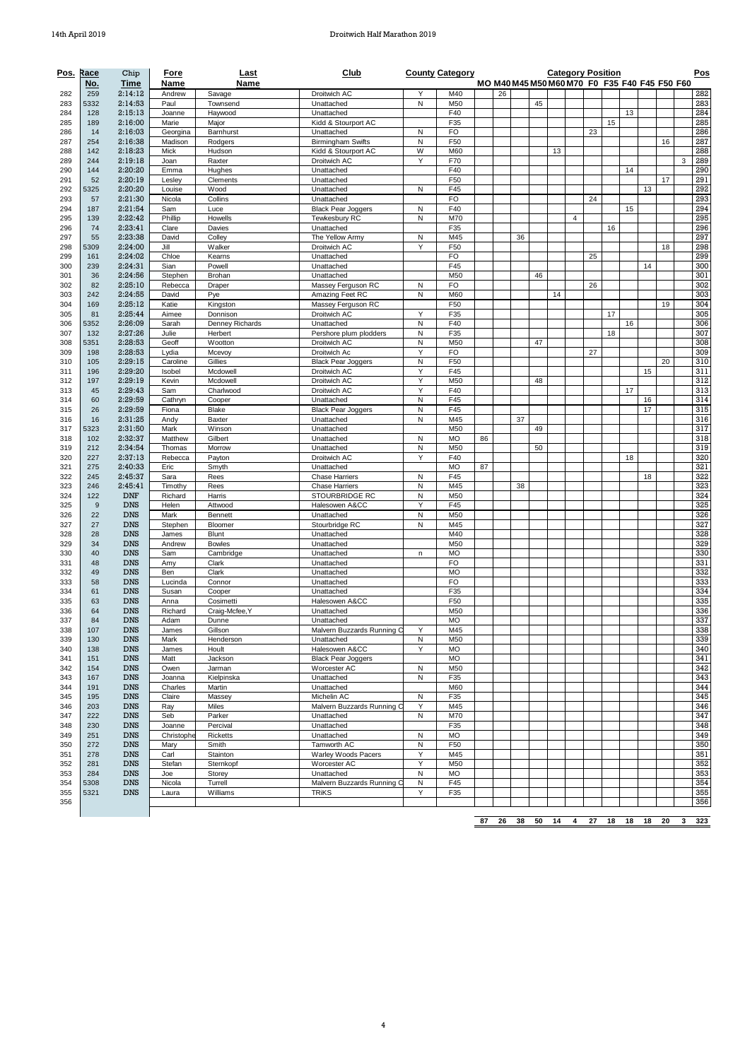| Pos. | Race No. | Chip Time | Fore Name | Last Name | Club | County | Category | MO | M40 | M45 | M50 | M60 | M70 | F0 | F35 | F40 | F45 | F50 | F60 | Pos |
|---|---|---|---|---|---|---|---|---|---|---|---|---|---|---|---|---|---|---|---|---|
| 282 | 259 | 2:14:12 | Andrew | Savage | Droitwich AC | Y | M40 | | 26 | | | | | | | | | | | 282 |
| 283 | 5332 | 2:14:53 | Paul | Townsend | Unattached | N | M50 | | | | 45 | | | | | | | | | 283 |
| 284 | 128 | 2:15:13 | Joanne | Haywood | Unattached | | F40 | | | | | | | | | 13 | | | | 284 |
| 285 | 189 | 2:16:00 | Marie | Major | Kidd & Stourport AC | | F35 | | | | | | | | 15 | | | | | 285 |
| 286 | 14 | 2:16:03 | Georgina | Barnhurst | Unattached | N | FO | | | | | | | 23 | | | | | | 286 |
| 287 | 254 | 2:16:38 | Madison | Rodgers | Birmingham Swifts | N | F50 | | | | | | | | | | | 16 | | 287 |
| 288 | 142 | 2:18:23 | Mick | Hudson | Kidd & Stourport AC | W | M60 | | | | | 13 | | | | | | | | 288 |
| 289 | 244 | 2:19:18 | Joan | Raxter | Droitwich AC | Y | F70 | | | | | | | | | | | | 3 | 289 |
| 290 | 144 | 2:20:20 | Emma | Hughes | Unattached | | F40 | | | | | | | | | 14 | | | | 290 |
| 291 | 52 | 2:20:19 | Lesley | Clements | Unattached | | F50 | | | | | | | | | | | 17 | | 291 |
| 292 | 5325 | 2:20:20 | Louise | Wood | Unattached | N | F45 | | | | | | | | | | 13 | | | 292 |
| 293 | 57 | 2:21:30 | Nicola | Collins | Unattached | | FO | | | | | | | 24 | | | | | | 293 |
| 294 | 187 | 2:21:54 | Sam | Luce | Black Pear Joggers | N | F40 | | | | | | | | | 15 | | | | 294 |
| 295 | 139 | 2:22:42 | Phillip | Howells | Tewkesbury RC | N | M70 | | | | | | 4 | | | | | | | 295 |
| 296 | 74 | 2:23:41 | Clare | Davies | Unattached | | F35 | | | | | | | | 16 | | | | | 296 |
| 297 | 55 | 2:23:38 | David | Colley | The Yellow Army | N | M45 | | | 36 | | | | | | | | | | 297 |
| 298 | 5309 | 2:24:00 | Jill | Walker | Droitwich AC | Y | F50 | | | | | | | | | | | 18 | | 298 |
| 299 | 161 | 2:24:02 | Chloe | Kearns | Unattached | | FO | | | | | | | 25 | | | | | | 299 |
| 300 | 239 | 2:24:31 | Sian | Powell | Unattached | | F45 | | | | | | | | | | 14 | | | 300 |
| 301 | 36 | 2:24:56 | Stephen | Brohan | Unattached | | M50 | | | | 46 | | | | | | | | | 301 |
| 302 | 82 | 2:25:10 | Rebecca | Draper | Massey Ferguson RC | N | FO | | | | | | | 26 | | | | | | 302 |
| 303 | 242 | 2:24:55 | David | Pye | Amazing Feet RC | N | M60 | | | | | 14 | | | | | | | | 303 |
| 304 | 169 | 2:25:12 | Katie | Kingston | Massey Ferguson RC | | F50 | | | | | | | | | | | 19 | | 304 |
| 305 | 81 | 2:25:44 | Aimee | Donnison | Droitwich AC | Y | F35 | | | | | | | | 17 | | | | | 305 |
| 306 | 5352 | 2:26:09 | Sarah | Denney Richards | Unattached | N | F40 | | | | | | | | | 16 | | | | 306 |
| 307 | 132 | 2:27:26 | Julie | Herbert | Pershore plum plodders | N | F35 | | | | | | | | 18 | | | | | 307 |
| 308 | 5351 | 2:28:53 | Geoff | Wootton | Droitwich AC | N | M50 | | | | 47 | | | | | | | | | 308 |
| 309 | 198 | 2:28:53 | Lydia | Mcevoy | Droitwich Ac | Y | FO | | | | | | | 27 | | | | | | 309 |
| 310 | 105 | 2:29:15 | Caroline | Gillies | Black Pear Joggers | N | F50 | | | | | | | | | | | 20 | | 310 |
| 311 | 196 | 2:29:20 | Isobel | Mcdowell | Droitwich AC | Y | F45 | | | | | | | | | | 15 | | | 311 |
| 312 | 197 | 2:29:19 | Kevin | Mcdowell | Droitwich AC | Y | M50 | | | | 48 | | | | | | | | | 312 |
| 313 | 45 | 2:29:43 | Sam | Charlwood | Droitwich AC | Y | F40 | | | | | | | | | 17 | | | | 313 |
| 314 | 60 | 2:29:59 | Cathryn | Cooper | Unattached | N | F45 | | | | | | | | | | 16 | | | 314 |
| 315 | 26 | 2:29:59 | Fiona | Blake | Black Pear Joggers | N | F45 | | | | | | | | | | 17 | | | 315 |
| 316 | 16 | 2:31:25 | Andy | Baxter | Unattached | N | M45 | | | 37 | | | | | | | | | | 316 |
| 317 | 5323 | 2:31:50 | Mark | Winson | Unattached | | M50 | | | | 49 | | | | | | | | | 317 |
| 318 | 102 | 2:32:37 | Matthew | Gilbert | Unattached | N | MO | 86 | | | | | | | | | | | | 318 |
| 319 | 212 | 2:34:54 | Thomas | Morrow | Unattached | N | M50 | | | | 50 | | | | | | | | | 319 |
| 320 | 227 | 2:37:13 | Rebecca | Payton | Droitwich AC | Y | F40 | | | | | | | | | 18 | | | | 320 |
| 321 | 275 | 2:40:33 | Eric | Smyth | Unattached | | MO | 87 | | | | | | | | | | | | 321 |
| 322 | 245 | 2:45:37 | Sara | Rees | Chase Harriers | N | F45 | | | | | | | | | | 18 | | | 322 |
| 323 | 246 | 2:45:41 | Timothy | Rees | Chase Harriers | N | M45 | | | 38 | | | | | | | | | | 323 |
| 324 | 122 | DNF | Richard | Harris | STOURBRIDGE RC | N | M50 | | | | | | | | | | | | | 324 |
| 325 | 9 | DNS | Helen | Attwood | Halesowen A&CC | Y | F45 | | | | | | | | | | | | | 325 |
| 326 | 22 | DNS | Mark | Bennett | Unattached | N | M50 | | | | | | | | | | | | | 326 |
| 327 | 27 | DNS | Stephen | Bloomer | Stourbridge RC | N | M45 | | | | | | | | | | | | | 327 |
| 328 | 28 | DNS | James | Blunt | Unattached | | M40 | | | | | | | | | | | | | 328 |
| 329 | 34 | DNS | Andrew | Bowles | Unattached | | M50 | | | | | | | | | | | | | 329 |
| 330 | 40 | DNS | Sam | Cambridge | Unattached | n | MO | | | | | | | | | | | | | 330 |
| 331 | 48 | DNS | Amy | Clark | Unattached | | FO | | | | | | | | | | | | | 331 |
| 332 | 49 | DNS | Ben | Clark | Unattached | | MO | | | | | | | | | | | | | 332 |
| 333 | 58 | DNS | Lucinda | Connor | Unattached | | FO | | | | | | | | | | | | | 333 |
| 334 | 61 | DNS | Susan | Cooper | Unattached | | F35 | | | | | | | | | | | | | 334 |
| 335 | 63 | DNS | Anna | Cosimetti | Halesowen A&CC | | F50 | | | | | | | | | | | | | 335 |
| 336 | 64 | DNS | Richard | Craig-Mcfee,Y | Unattached | | M50 | | | | | | | | | | | | | 336 |
| 337 | 84 | DNS | Adam | Dunne | Unattached | | MO | | | | | | | | | | | | | 337 |
| 338 | 107 | DNS | James | Gillson | Malvern Buzzards Running C | Y | M45 | | | | | | | | | | | | | 338 |
| 339 | 130 | DNS | Mark | Henderson | Unattached | N | M50 | | | | | | | | | | | | | 339 |
| 340 | 138 | DNS | James | Hoult | Halesowen A&CC | Y | MO | | | | | | | | | | | | | 340 |
| 341 | 151 | DNS | Matt | Jackson | Black Pear Joggers | | MO | | | | | | | | | | | | | 341 |
| 342 | 154 | DNS | Owen | Jarman | Worcester AC | N | M50 | | | | | | | | | | | | | 342 |
| 343 | 167 | DNS | Joanna | Kielpinska | Unattached | N | F35 | | | | | | | | | | | | | 343 |
| 344 | 191 | DNS | Charles | Martin | Unattached | | M60 | | | | | | | | | | | | | 344 |
| 345 | 195 | DNS | Claire | Massey | Michelin AC | N | F35 | | | | | | | | | | | | | 345 |
| 346 | 203 | DNS | Ray | Miles | Malvern Buzzards Running C | Y | M45 | | | | | | | | | | | | | 346 |
| 347 | 222 | DNS | Seb | Parker | Unattached | N | M70 | | | | | | | | | | | | | 347 |
| 348 | 230 | DNS | Joanne | Percival | Unattached | | F35 | | | | | | | | | | | | | 348 |
| 349 | 251 | DNS | Christophe | Ricketts | Unattached | N | MO | | | | | | | | | | | | | 349 |
| 350 | 272 | DNS | Mary | Smith | Tamworth AC | N | F50 | | | | | | | | | | | | | 350 |
| 351 | 278 | DNS | Carl | Stainton | Warley Woods Pacers | Y | M45 | | | | | | | | | | | | | 351 |
| 352 | 281 | DNS | Stefan | Sternkopf | Worcester AC | Y | M50 | | | | | | | | | | | | | 352 |
| 353 | 284 | DNS | Joe | Storey | Unattached | N | MO | | | | | | | | | | | | | 353 |
| 354 | 5308 | DNS | Nicola | Turrell | Malvern Buzzards Running C | N | F45 | | | | | | | | | | | | | 354 |
| 355 | 5321 | DNS | Laura | Williams | TRiKS | Y | F35 | | | | | | | | | | | | | 355 |
| 356 | | | | | | | | | | | | | | | | | | | | 356 |
| | | | | | | | | 87 | 26 | 38 | 50 | 14 | 4 | 27 | 18 | 18 | 18 | 20 | 3 | 323 |